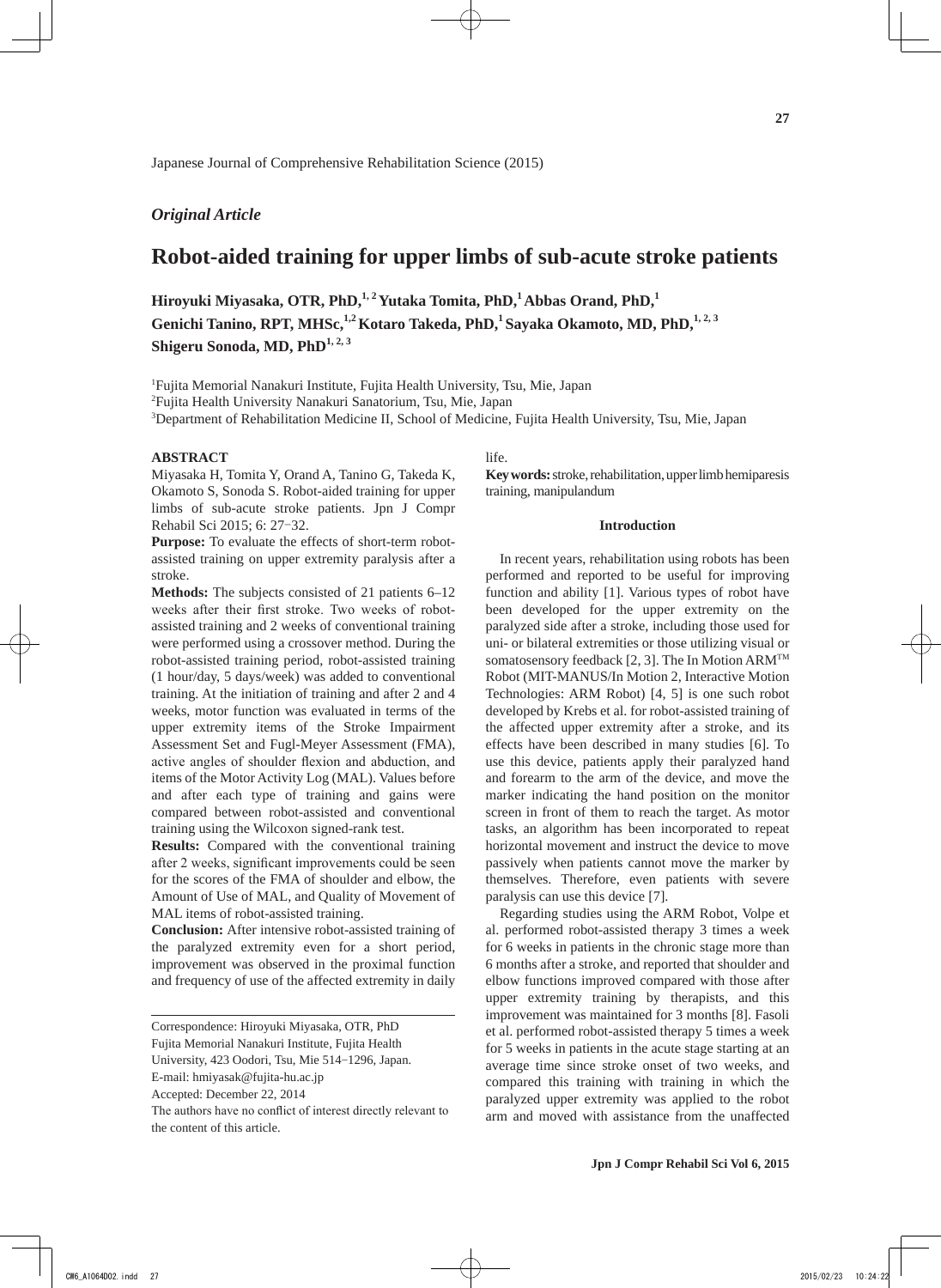Japanese Journal of Comprehensive Rehabilitation Science (2015)

*Original Article*

# Robot-aided training for upper limbs of sub-acute stroke patients

**Hiroyuki Miyasaka, OTR, PhD,[1,2] Yutaka Tomita, PhD,[1] Abbas Orand, PhD,[1] Genichi Tanino, RPT, MHSc,[1,2] Kotaro Takeda, PhD,[1] Sayaka Okamoto, MD, PhD,[1,2,3] Shigeru Sonoda, MD, PhD[1,2,3]**

[1]Fujita Memorial Nanakuri Institute, Fujita Health University, Tsu, Mie, Japan
[2]Fujita Health University Nanakuri Sanatorium, Tsu, Mie, Japan
[3]Department of Rehabilitation Medicine II, School of Medicine, Fujita Health University, Tsu, Mie, Japan

## ABSTRACT

Miyasaka H, Tomita Y, Orand A, Tanino G, Takeda K, Okamoto S, Sonoda S. Robot-aided training for upper limbs of sub-acute stroke patients. Jpn J Compr Rehabil Sci 2015; 6: 27−32.

**Purpose:** To evaluate the effects of short-term robot-assisted training on upper extremity paralysis after a stroke.

**Methods:** The subjects consisted of 21 patients 6–12 weeks after their first stroke. Two weeks of robot-assisted training and 2 weeks of conventional training were performed using a crossover method. During the robot-assisted training period, robot-assisted training (1 hour/day, 5 days/week) was added to conventional training. At the initiation of training and after 2 and 4 weeks, motor function was evaluated in terms of the upper extremity items of the Stroke Impairment Assessment Set and Fugl-Meyer Assessment (FMA), active angles of shoulder flexion and abduction, and items of the Motor Activity Log (MAL). Values before and after each type of training and gains were compared between robot-assisted and conventional training using the Wilcoxon signed-rank test.

**Results:** Compared with the conventional training after 2 weeks, significant improvements could be seen for the scores of the FMA of shoulder and elbow, the Amount of Use of MAL, and Quality of Movement of MAL items of robot-assisted training.

**Conclusion:** After intensive robot-assisted training of the paralyzed extremity even for a short period, improvement was observed in the proximal function and frequency of use of the affected extremity in daily life.

**Key words:** stroke, rehabilitation, upper limb hemiparesis training, manipulandum

Correspondence: Hiroyuki Miyasaka, OTR, PhD
Fujita Memorial Nanakuri Institute, Fujita Health University, 423 Oodori, Tsu, Mie 514−1296, Japan.
E-mail: hmiyasak@fujita-hu.ac.jp
Accepted: December 22, 2014
The authors have no conflict of interest directly relevant to the content of this article.

## Introduction

In recent years, rehabilitation using robots has been performed and reported to be useful for improving function and ability [1]. Various types of robot have been developed for the upper extremity on the paralyzed side after a stroke, including those used for uni- or bilateral extremities or those utilizing visual or somatosensory feedback [2, 3]. The In Motion ARM™ Robot (MIT-MANUS/In Motion 2, Interactive Motion Technologies: ARM Robot) [4, 5] is one such robot developed by Krebs et al. for robot-assisted training of the affected upper extremity after a stroke, and its effects have been described in many studies [6]. To use this device, patients apply their paralyzed hand and forearm to the arm of the device, and move the marker indicating the hand position on the monitor screen in front of them to reach the target. As motor tasks, an algorithm has been incorporated to repeat horizontal movement and instruct the device to move passively when patients cannot move the marker by themselves. Therefore, even patients with severe paralysis can use this device [7].

Regarding studies using the ARM Robot, Volpe et al. performed robot-assisted therapy 3 times a week for 6 weeks in patients in the chronic stage more than 6 months after a stroke, and reported that shoulder and elbow functions improved compared with those after upper extremity training by therapists, and this improvement was maintained for 3 months [8]. Fasoli et al. performed robot-assisted therapy 5 times a week for 5 weeks in patients in the acute stage starting at an average time since stroke onset of two weeks, and compared this training with training in which the paralyzed upper extremity was applied to the robot arm and moved with assistance from the unaffected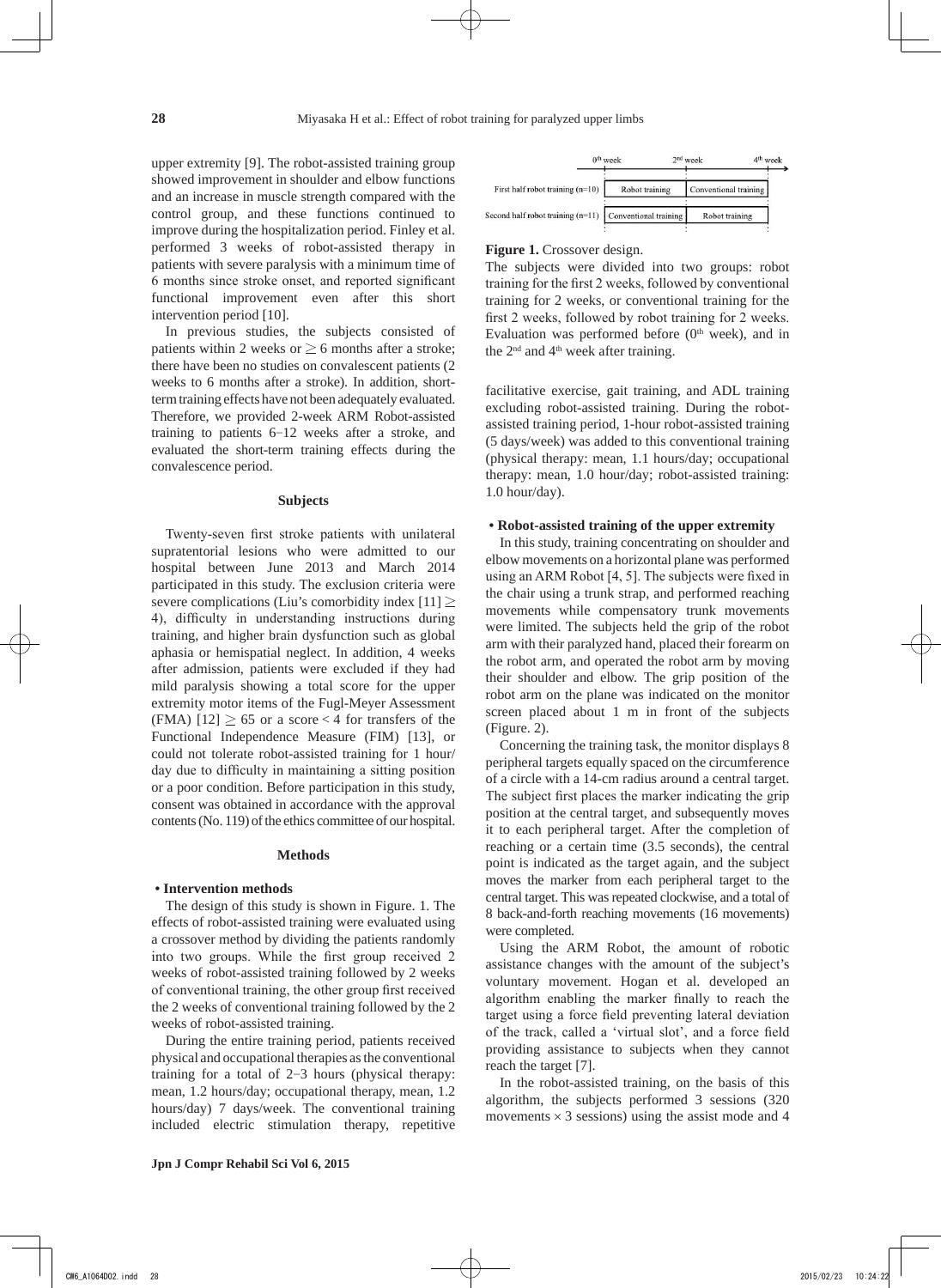upper extremity [9]. The robot-assisted training group showed improvement in shoulder and elbow functions and an increase in muscle strength compared with the control group, and these functions continued to improve during the hospitalization period. Finley et al. performed 3 weeks of robot-assisted therapy in patients with severe paralysis with a minimum time of 6 months since stroke onset, and reported significant functional improvement even after this short intervention period [10].

In previous studies, the subjects consisted of patients within 2 weeks or ≥ 6 months after a stroke; there have been no studies on convalescent patients (2 weeks to 6 months after a stroke). In addition, short-term training effects have not been adequately evaluated. Therefore, we provided 2-week ARM Robot-assisted training to patients 6−12 weeks after a stroke, and evaluated the short-term training effects during the convalescence period.

## Subjects

Twenty-seven first stroke patients with unilateral supratentorial lesions who were admitted to our hospital between June 2013 and March 2014 participated in this study. The exclusion criteria were severe complications (Liu's comorbidity index [11] ≥ 4), difficulty in understanding instructions during training, and higher brain dysfunction such as global aphasia or hemispatial neglect. In addition, 4 weeks after admission, patients were excluded if they had mild paralysis showing a total score for the upper extremity motor items of the Fugl-Meyer Assessment (FMA) [12] ≥ 65 or a score < 4 for transfers of the Functional Independence Measure (FIM) [13], or could not tolerate robot-assisted training for 1 hour/day due to difficulty in maintaining a sitting position or a poor condition. Before participation in this study, consent was obtained in accordance with the approval contents (No. 119) of the ethics committee of our hospital.

## Methods

**• Intervention methods**

The design of this study is shown in Figure. 1. The effects of robot-assisted training were evaluated using a crossover method by dividing the patients randomly into two groups. While the first group received 2 weeks of robot-assisted training followed by 2 weeks of conventional training, the other group first received the 2 weeks of conventional training followed by the 2 weeks of robot-assisted training.

During the entire training period, patients received physical and occupational therapies as the conventional training for a total of 2−3 hours (physical therapy: mean, 1.2 hours/day; occupational therapy, mean, 1.2 hours/day) 7 days/week. The conventional training included electric stimulation therapy, repetitive facilitative exercise, gait training, and ADL training excluding robot-assisted training. During the robot-assisted training period, 1-hour robot-assisted training (5 days/week) was added to this conventional training (physical therapy: mean, 1.1 hours/day; occupational therapy: mean, 1.0 hour/day; robot-assisted training: 1.0 hour/day).

| | 0th week – 2nd week | 2nd week – 4th week |
|---|---|---|
| First half robot training (n=10) | Robot training | Conventional training |
| Second half robot training (n=11) | Conventional training | Robot training |

**Figure 1.** Crossover design.
The subjects were divided into two groups: robot training for the first 2 weeks, followed by conventional training for 2 weeks, or conventional training for the first 2 weeks, followed by robot training for 2 weeks. Evaluation was performed before (0th week), and in the 2nd and 4th week after training.

**• Robot-assisted training of the upper extremity**

In this study, training concentrating on shoulder and elbow movements on a horizontal plane was performed using an ARM Robot [4, 5]. The subjects were fixed in the chair using a trunk strap, and performed reaching movements while compensatory trunk movements were limited. The subjects held the grip of the robot arm with their paralyzed hand, placed their forearm on the robot arm, and operated the robot arm by moving their shoulder and elbow. The grip position of the robot arm on the plane was indicated on the monitor screen placed about 1 m in front of the subjects (Figure. 2).

Concerning the training task, the monitor displays 8 peripheral targets equally spaced on the circumference of a circle with a 14-cm radius around a central target. The subject first places the marker indicating the grip position at the central target, and subsequently moves it to each peripheral target. After the completion of reaching or a certain time (3.5 seconds), the central point is indicated as the target again, and the subject moves the marker from each peripheral target to the central target. This was repeated clockwise, and a total of 8 back-and-forth reaching movements (16 movements) were completed.

Using the ARM Robot, the amount of robotic assistance changes with the amount of the subject's voluntary movement. Hogan et al. developed an algorithm enabling the marker finally to reach the target using a force field preventing lateral deviation of the track, called a 'virtual slot', and a force field providing assistance to subjects when they cannot reach the target [7].

In the robot-assisted training, on the basis of this algorithm, the subjects performed 3 sessions (320 movements × 3 sessions) using the assist mode and 4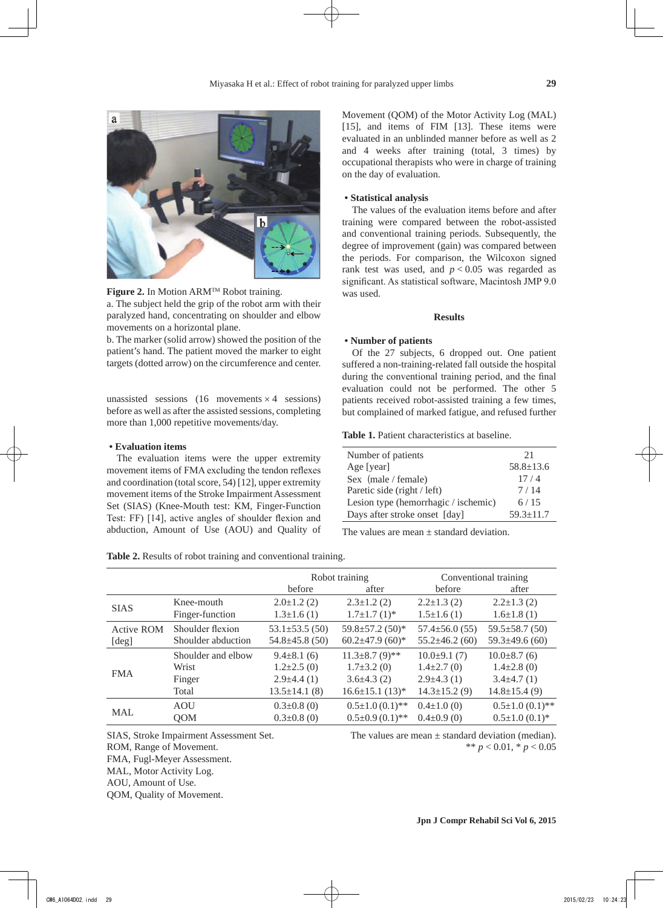**Figure 2.** In Motion ARM™ Robot training.
a. The subject held the grip of the robot arm with their paralyzed hand, concentrating on shoulder and elbow movements on a horizontal plane.
b. The marker (solid arrow) showed the position of the patient's hand. The patient moved the marker to eight targets (dotted arrow) on the circumference and center.

unassisted sessions (16 movements × 4 sessions) before as well as after the assisted sessions, completing more than 1,000 repetitive movements/day.

**• Evaluation items**

The evaluation items were the upper extremity movement items of FMA excluding the tendon reflexes and coordination (total score, 54) [12], upper extremity movement items of the Stroke Impairment Assessment Set (SIAS) (Knee-Mouth test: KM, Finger-Function Test: FF) [14], active angles of shoulder flexion and abduction, Amount of Use (AOU) and Quality of Movement (QOM) of the Motor Activity Log (MAL) [15], and items of FIM [13]. These items were evaluated in an unblinded manner before as well as 2 and 4 weeks after training (total, 3 times) by occupational therapists who were in charge of training on the day of evaluation.

**• Statistical analysis**

The values of the evaluation items before and after training were compared between the robot-assisted and conventional training periods. Subsequently, the degree of improvement (gain) was compared between the periods. For comparison, the Wilcoxon signed rank test was used, and $p < 0.05$ was regarded as significant. As statistical software, Macintosh JMP 9.0 was used.

## Results

**• Number of patients**

Of the 27 subjects, 6 dropped out. One patient suffered a non-training-related fall outside the hospital during the conventional training period, and the final evaluation could not be performed. The other 5 patients received robot-assisted training a few times, but complained of marked fatigue, and refused further

**Table 1.** Patient characteristics at baseline.

| | |
|---|---|
| Number of patients | 21 |
| Age [year] | 58.8±13.6 |
| Sex (male / female) | 17 / 4 |
| Paretic side (right / left) | 7 / 14 |
| Lesion type (hemorrhagic / ischemic) | 6 / 15 |
| Days after stroke onset [day] | 59.3±11.7 |

The values are mean ± standard deviation.

**Table 2.** Results of robot training and conventional training.

| | | Robot training | | Conventional training | |
|---|---|---|---|---|---|
| | | before | after | before | after |
| SIAS | Knee-mouth | 2.0±1.2 (2) | 2.3±1.2 (2) | 2.2±1.3 (2) | 2.2±1.3 (2) |
| | Finger-function | 1.3±1.6 (1) | 1.7±1.7 (1)* | 1.5±1.6 (1) | 1.6±1.8 (1) |
| Active ROM [deg] | Shoulder flexion | 53.1±53.5 (50) | 59.8±57.2 (50)* | 57.4±56.0 (55) | 59.5±58.7 (50) |
| | Shoulder abduction | 54.8±45.8 (50) | 60.2±47.9 (60)* | 55.2±46.2 (60) | 59.3±49.6 (60) |
| FMA | Shoulder and elbow | 9.4±8.1 (6) | 11.3±8.7 (9)** | 10.0±9.1 (7) | 10.0±8.7 (6) |
| | Wrist | 1.2±2.5 (0) | 1.7±3.2 (0) | 1.4±2.7 (0) | 1.4±2.8 (0) |
| | Finger | 2.9±4.4 (1) | 3.6±4.3 (2) | 2.9±4.3 (1) | 3.4±4.7 (1) |
| | Total | 13.5±14.1 (8) | 16.6±15.1 (13)* | 14.3±15.2 (9) | 14.8±15.4 (9) |
| MAL | AOU | 0.3±0.8 (0) | 0.5±1.0 (0.1)** | 0.4±1.0 (0) | 0.5±1.0 (0.1)** |
| | QOM | 0.3±0.8 (0) | 0.5±0.9 (0.1)** | 0.4±0.9 (0) | 0.5±1.0 (0.1)* |

SIAS, Stroke Impairment Assessment Set.
ROM, Range of Movement.
FMA, Fugl-Meyer Assessment.
MAL, Motor Activity Log.
AOU, Amount of Use.
QOM, Quality of Movement.

The values are mean ± standard deviation (median).
** $p < 0.01$, * $p < 0.05$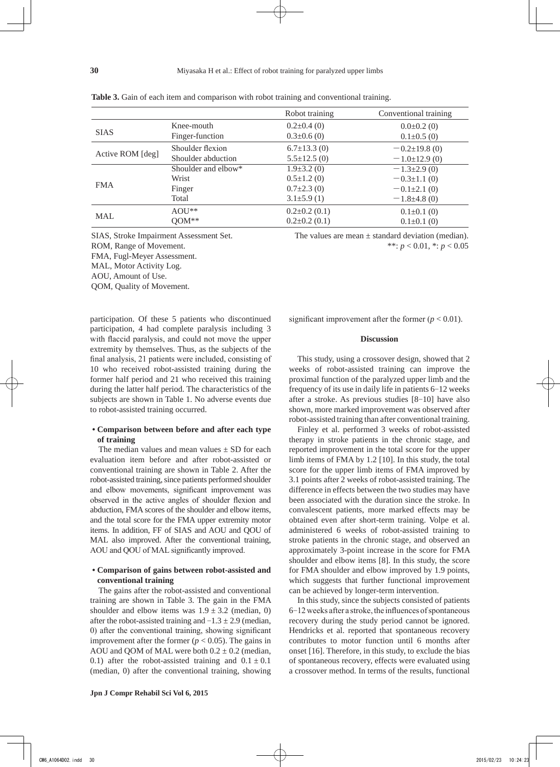**Table 3.** Gain of each item and comparison with robot training and conventional training.

| | | Robot training | Conventional training |
|---|---|---|---|
| SIAS | Knee-mouth | 0.2±0.4 (0) | 0.0±0.2 (0) |
| | Finger-function | 0.3±0.6 (0) | 0.1±0.5 (0) |
| Active ROM [deg] | Shoulder flexion | 6.7±13.3 (0) | −0.2±19.8 (0) |
| | Shoulder abduction | 5.5±12.5 (0) | −1.0±12.9 (0) |
| FMA | Shoulder and elbow* | 1.9±3.2 (0) | −1.3±2.9 (0) |
| | Wrist | 0.5±1.2 (0) | −0.3±1.1 (0) |
| | Finger | 0.7±2.3 (0) | −0.1±2.1 (0) |
| | Total | 3.1±5.9 (1) | −1.8±4.8 (0) |
| MAL | AOU** | 0.2±0.2 (0.1) | 0.1±0.1 (0) |
| | QOM** | 0.2±0.2 (0.1) | 0.1±0.1 (0) |

SIAS, Stroke Impairment Assessment Set.
ROM, Range of Movement.
FMA, Fugl-Meyer Assessment.
MAL, Motor Activity Log.
AOU, Amount of Use.
QOM, Quality of Movement.

The values are mean ± standard deviation (median).
**: $p < 0.01$, *: $p < 0.05$

participation. Of these 5 patients who discontinued participation, 4 had complete paralysis including 3 with flaccid paralysis, and could not move the upper extremity by themselves. Thus, as the subjects of the final analysis, 21 patients were included, consisting of 10 who received robot-assisted training during the former half period and 21 who received this training during the latter half period. The characteristics of the subjects are shown in Table 1. No adverse events due to robot-assisted training occurred.

**• Comparison between before and after each type of training**

The median values and mean values ± SD for each evaluation item before and after robot-assisted or conventional training are shown in Table 2. After the robot-assisted training, since patients performed shoulder and elbow movements, significant improvement was observed in the active angles of shoulder flexion and abduction, FMA scores of the shoulder and elbow items, and the total score for the FMA upper extremity motor items. In addition, FF of SIAS and AOU and QOU of MAL also improved. After the conventional training, AOU and QOU of MAL significantly improved.

**• Comparison of gains between robot-assisted and conventional training**

The gains after the robot-assisted and conventional training are shown in Table 3. The gain in the FMA shoulder and elbow items was 1.9 ± 3.2 (median, 0) after the robot-assisted training and −1.3 ± 2.9 (median, 0) after the conventional training, showing significant improvement after the former ($p < 0.05$). The gains in AOU and QOM of MAL were both 0.2 ± 0.2 (median, 0.1) after the robot-assisted training and 0.1 ± 0.1 (median, 0) after the conventional training, showing significant improvement after the former ($p < 0.01$).

## Discussion

This study, using a crossover design, showed that 2 weeks of robot-assisted training can improve the proximal function of the paralyzed upper limb and the frequency of its use in daily life in patients 6−12 weeks after a stroke. As previous studies [8−10] have also shown, more marked improvement was observed after robot-assisted training than after conventional training.

Finley et al. performed 3 weeks of robot-assisted therapy in stroke patients in the chronic stage, and reported improvement in the total score for the upper limb items of FMA by 1.2 [10]. In this study, the total score for the upper limb items of FMA improved by 3.1 points after 2 weeks of robot-assisted training. The difference in effects between the two studies may have been associated with the duration since the stroke. In convalescent patients, more marked effects may be obtained even after short-term training. Volpe et al. administered 6 weeks of robot-assisted training to stroke patients in the chronic stage, and observed an approximately 3-point increase in the score for FMA shoulder and elbow items [8]. In this study, the score for FMA shoulder and elbow improved by 1.9 points, which suggests that further functional improvement can be achieved by longer-term intervention.

In this study, since the subjects consisted of patients 6−12 weeks after a stroke, the influences of spontaneous recovery during the study period cannot be ignored. Hendricks et al. reported that spontaneous recovery contributes to motor function until 6 months after onset [16]. Therefore, in this study, to exclude the bias of spontaneous recovery, effects were evaluated using a crossover method. In terms of the results, functional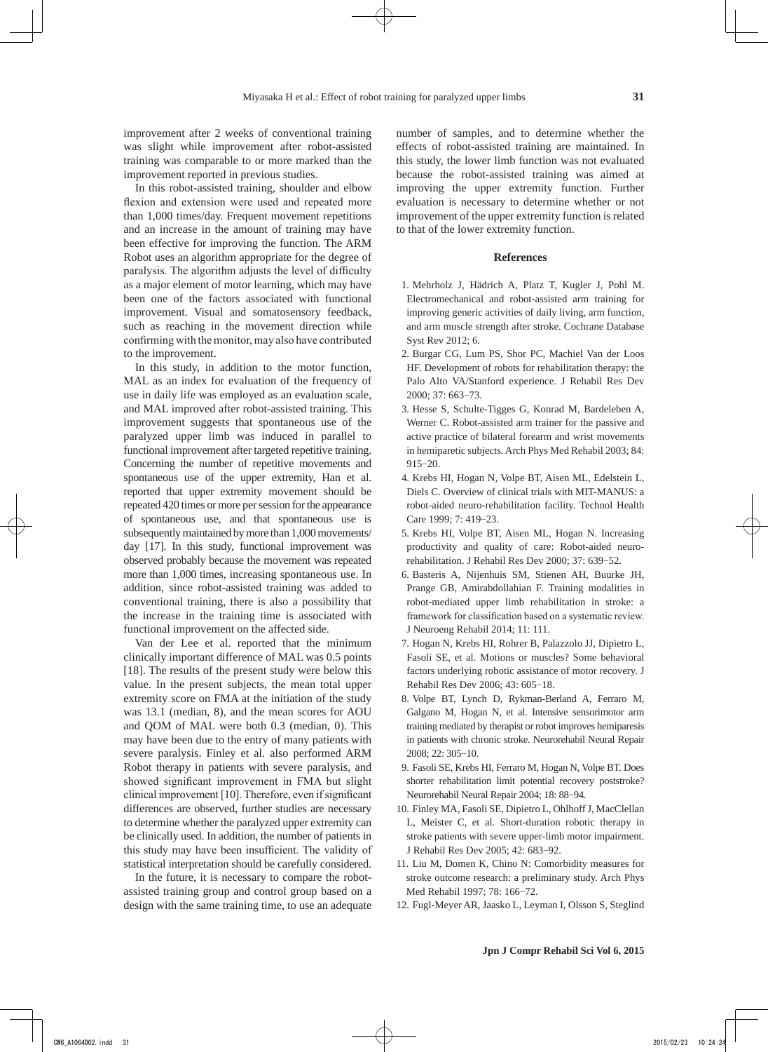improvement after 2 weeks of conventional training was slight while improvement after robot-assisted training was comparable to or more marked than the improvement reported in previous studies.

In this robot-assisted training, shoulder and elbow flexion and extension were used and repeated more than 1,000 times/day. Frequent movement repetitions and an increase in the amount of training may have been effective for improving the function. The ARM Robot uses an algorithm appropriate for the degree of paralysis. The algorithm adjusts the level of difficulty as a major element of motor learning, which may have been one of the factors associated with functional improvement. Visual and somatosensory feedback, such as reaching in the movement direction while confirming with the monitor, may also have contributed to the improvement.

In this study, in addition to the motor function, MAL as an index for evaluation of the frequency of use in daily life was employed as an evaluation scale, and MAL improved after robot-assisted training. This improvement suggests that spontaneous use of the paralyzed upper limb was induced in parallel to functional improvement after targeted repetitive training. Concerning the number of repetitive movements and spontaneous use of the upper extremity, Han et al. reported that upper extremity movement should be repeated 420 times or more per session for the appearance of spontaneous use, and that spontaneous use is subsequently maintained by more than 1,000 movements/day [17]. In this study, functional improvement was observed probably because the movement was repeated more than 1,000 times, increasing spontaneous use. In addition, since robot-assisted training was added to conventional training, there is also a possibility that the increase in the training time is associated with functional improvement on the affected side.

Van der Lee et al. reported that the minimum clinically important difference of MAL was 0.5 points [18]. The results of the present study were below this value. In the present subjects, the mean total upper extremity score on FMA at the initiation of the study was 13.1 (median, 8), and the mean scores for AOU and QOM of MAL were both 0.3 (median, 0). This may have been due to the entry of many patients with severe paralysis. Finley et al. also performed ARM Robot therapy in patients with severe paralysis, and showed significant improvement in FMA but slight clinical improvement [10]. Therefore, even if significant differences are observed, further studies are necessary to determine whether the paralyzed upper extremity can be clinically used. In addition, the number of patients in this study may have been insufficient. The validity of statistical interpretation should be carefully considered.

In the future, it is necessary to compare the robot-assisted training group and control group based on a design with the same training time, to use an adequate number of samples, and to determine whether the effects of robot-assisted training are maintained. In this study, the lower limb function was not evaluated because the robot-assisted training was aimed at improving the upper extremity function. Further evaluation is necessary to determine whether or not improvement of the upper extremity function is related to that of the lower extremity function.

## References

1. Mehrholz J, Hädrich A, Platz T, Kugler J, Pohl M. Electromechanical and robot-assisted arm training for improving generic activities of daily living, arm function, and arm muscle strength after stroke. Cochrane Database Syst Rev 2012; 6.
2. Burgar CG, Lum PS, Shor PC, Machiel Van der Loos HF. Development of robots for rehabilitation therapy: the Palo Alto VA/Stanford experience. J Rehabil Res Dev 2000; 37: 663−73.
3. Hesse S, Schulte-Tigges G, Konrad M, Bardeleben A, Werner C. Robot-assisted arm trainer for the passive and active practice of bilateral forearm and wrist movements in hemiparetic subjects. Arch Phys Med Rehabil 2003; 84: 915−20.
4. Krebs HI, Hogan N, Volpe BT, Aisen ML, Edelstein L, Diels C. Overview of clinical trials with MIT-MANUS: a robot-aided neuro-rehabilitation facility. Technol Health Care 1999; 7: 419−23.
5. Krebs HI, Volpe BT, Aisen ML, Hogan N. Increasing productivity and quality of care: Robot-aided neuro-rehabilitation. J Rehabil Res Dev 2000; 37: 639−52.
6. Basteris A, Nijenhuis SM, Stienen AH, Buurke JH, Prange GB, Amirabdollahian F. Training modalities in robot-mediated upper limb rehabilitation in stroke: a framework for classification based on a systematic review. J Neuroeng Rehabil 2014; 11: 111.
7. Hogan N, Krebs HI, Rohrer B, Palazzolo JJ, Dipietro L, Fasoli SE, et al. Motions or muscles? Some behavioral factors underlying robotic assistance of motor recovery. J Rehabil Res Dev 2006; 43: 605−18.
8. Volpe BT, Lynch D, Rykman-Berland A, Ferraro M, Galgano M, Hogan N, et al. Intensive sensorimotor arm training mediated by therapist or robot improves hemiparesis in patients with chronic stroke. Neurorehabil Neural Repair 2008; 22: 305−10.
9. Fasoli SE, Krebs HI, Ferraro M, Hogan N, Volpe BT. Does shorter rehabilitation limit potential recovery poststroke? Neurorehabil Neural Repair 2004; 18: 88−94.
10. Finley MA, Fasoli SE, Dipietro L, Ohlhoff J, MacClellan L, Meister C, et al. Short-duration robotic therapy in stroke patients with severe upper-limb motor impairment. J Rehabil Res Dev 2005; 42: 683−92.
11. Liu M, Domen K, Chino N: Comorbidity measures for stroke outcome research: a preliminary study. Arch Phys Med Rehabil 1997; 78: 166−72.
12. Fugl-Meyer AR, Jaasko L, Leyman I, Olsson S, Steglind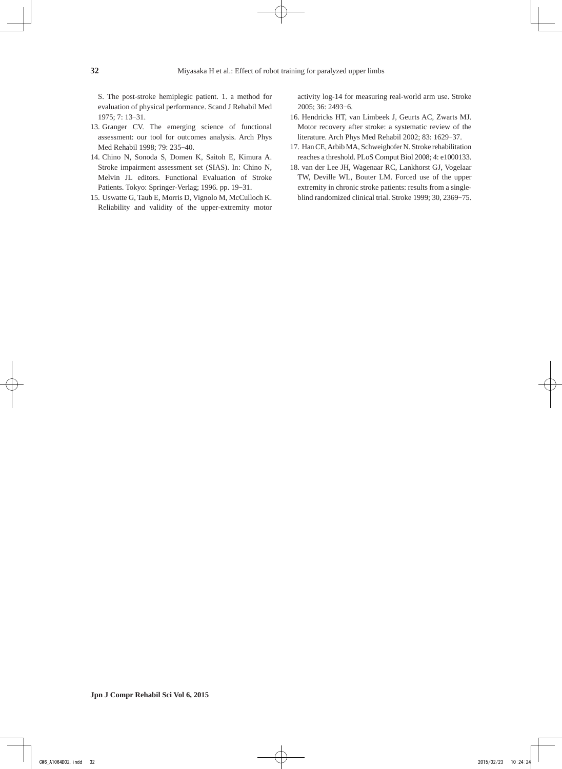S. The post-stroke hemiplegic patient. 1. a method for evaluation of physical performance. Scand J Rehabil Med 1975; 7: 13−31.

13. Granger CV. The emerging science of functional assessment: our tool for outcomes analysis. Arch Phys Med Rehabil 1998; 79: 235−40.
14. Chino N, Sonoda S, Domen K, Saitoh E, Kimura A. Stroke impairment assessment set (SIAS). In: Chino N, Melvin JL editors. Functional Evaluation of Stroke Patients. Tokyo: Springer-Verlag; 1996. pp. 19−31.
15. Uswatte G, Taub E, Morris D, Vignolo M, McCulloch K. Reliability and validity of the upper-extremity motor activity log-14 for measuring real-world arm use. Stroke 2005; 36: 2493−6.
16. Hendricks HT, van Limbeek J, Geurts AC, Zwarts MJ. Motor recovery after stroke: a systematic review of the literature. Arch Phys Med Rehabil 2002; 83: 1629−37.
17. Han CE, Arbib MA, Schweighofer N. Stroke rehabilitation reaches a threshold. PLoS Comput Biol 2008; 4: e1000133.
18. van der Lee JH, Wagenaar RC, Lankhorst GJ, Vogelaar TW, Deville WL, Bouter LM. Forced use of the upper extremity in chronic stroke patients: results from a single-blind randomized clinical trial. Stroke 1999; 30, 2369−75.